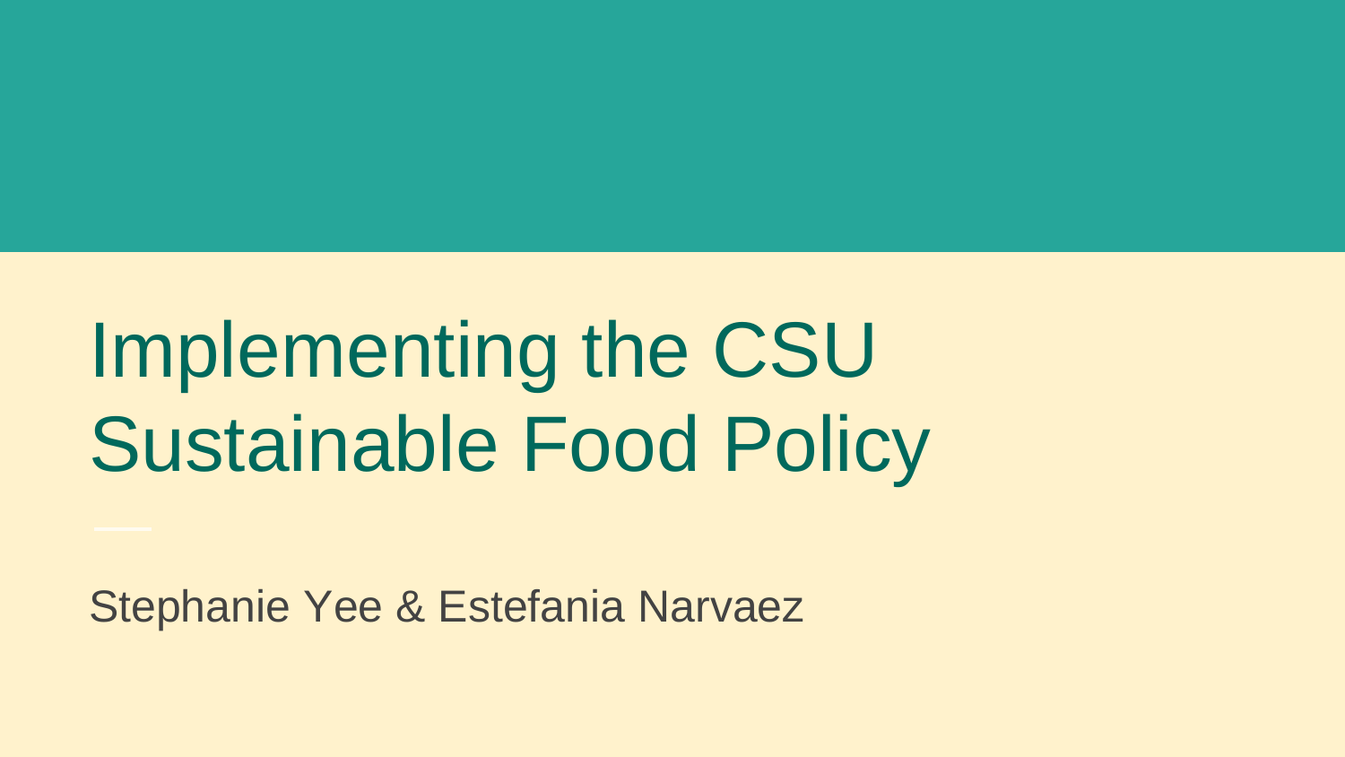# Implementing the CSU Sustainable Food Policy

Stephanie Yee & Estefania Narvaez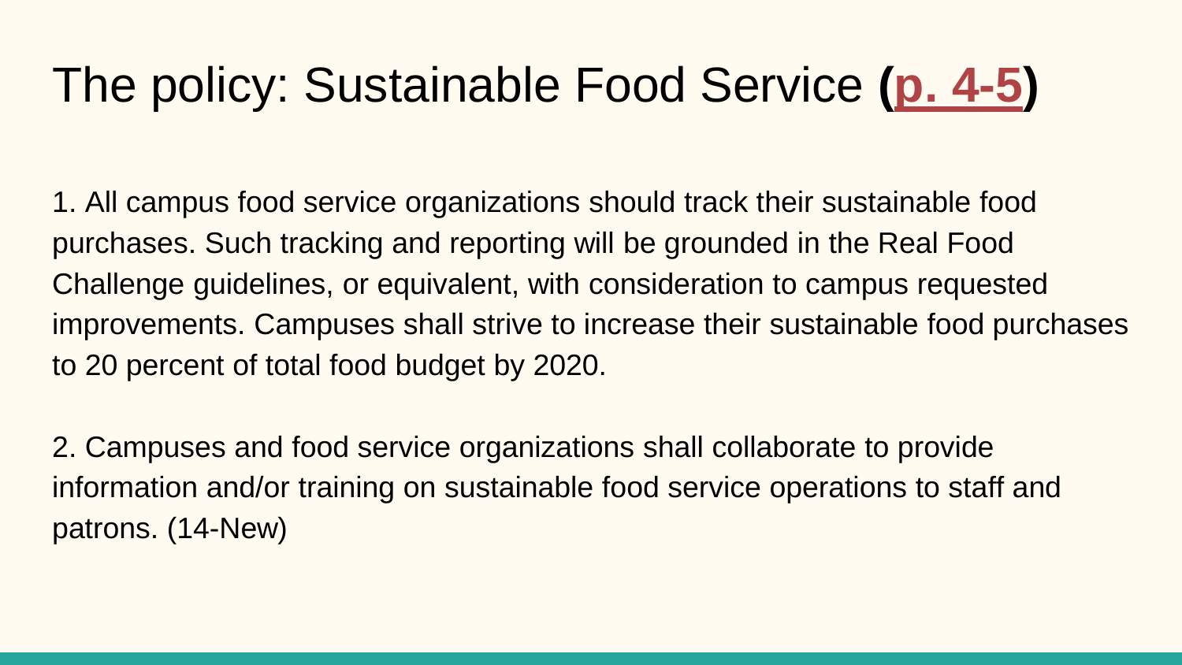# The policy: Sustainable Food Service (**p. 4-5**)

1. All campus food service organizations should track their sustainable food purchases. Such tracking and reporting will be grounded in the Real Food Challenge guidelines, or equivalent, with consideration to campus requested improvements. Campuses shall strive to increase their sustainable food purchases to 20 percent of total food budget by 2020.

2. Campuses and food service organizations shall collaborate to provide information and/or training on sustainable food service operations to staff and patrons. (14-New)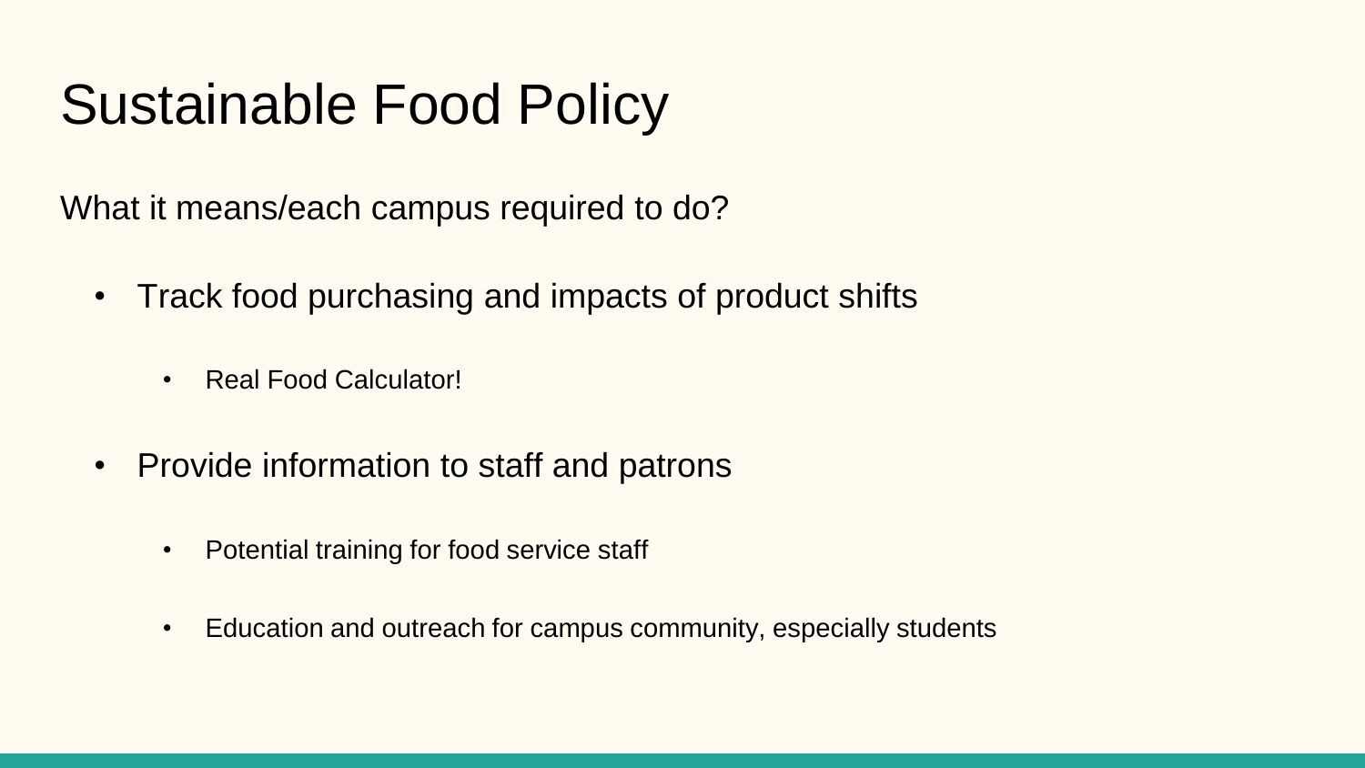# Sustainable Food Policy

What it means/each campus required to do?

- Track food purchasing and impacts of product shifts
  - Real Food Calculator!
- Provide information to staff and patrons
  - Potential training for food service staff
  - Education and outreach for campus community, especially students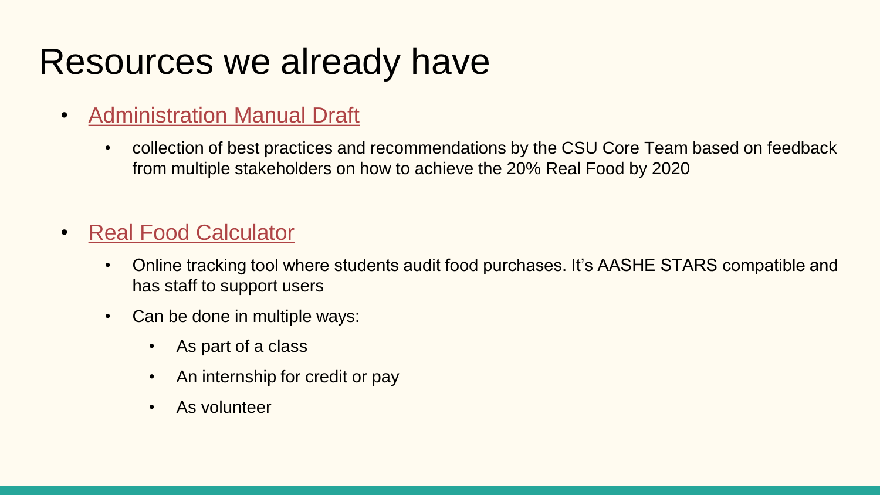# Resources we already have

- Administration Manual Draft
  - collection of best practices and recommendations by the CSU Core Team based on feedback from multiple stakeholders on how to achieve the 20% Real Food by 2020
- Real Food Calculator
  - Online tracking tool where students audit food purchases. It's AASHE STARS compatible and has staff to support users
  - Can be done in multiple ways:
    - As part of a class
    - An internship for credit or pay
    - As volunteer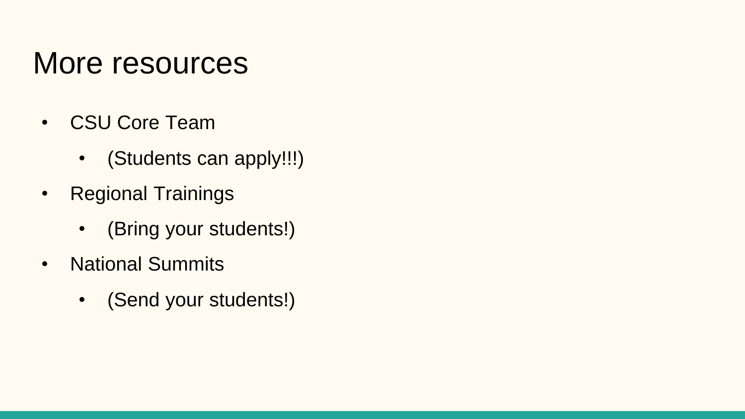# More resources

- CSU Core Team
  - (Students can apply!!!)
- Regional Trainings
  - (Bring your students!)
- National Summits
  - (Send your students!)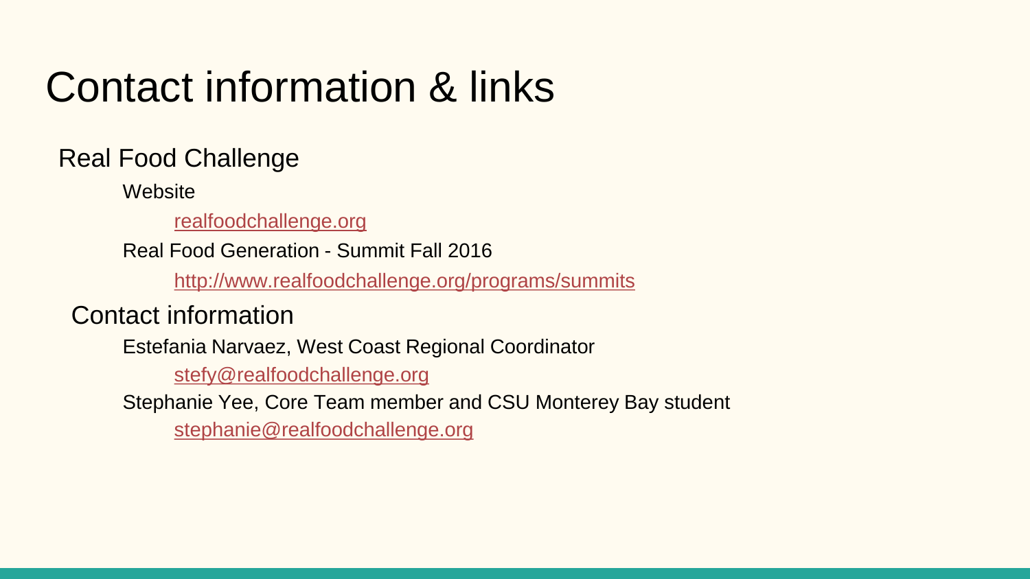# Contact information & links

## Real Food Challenge

Website

realfoodchallenge.org

Real Food Generation - Summit Fall 2016

http://www.realfoodchallenge.org/programs/summits

## Contact information

Estefania Narvaez, West Coast Regional Coordinator

stefy@realfoodchallenge.org

Stephanie Yee, Core Team member and CSU Monterey Bay student

stephanie@realfoodchallenge.org